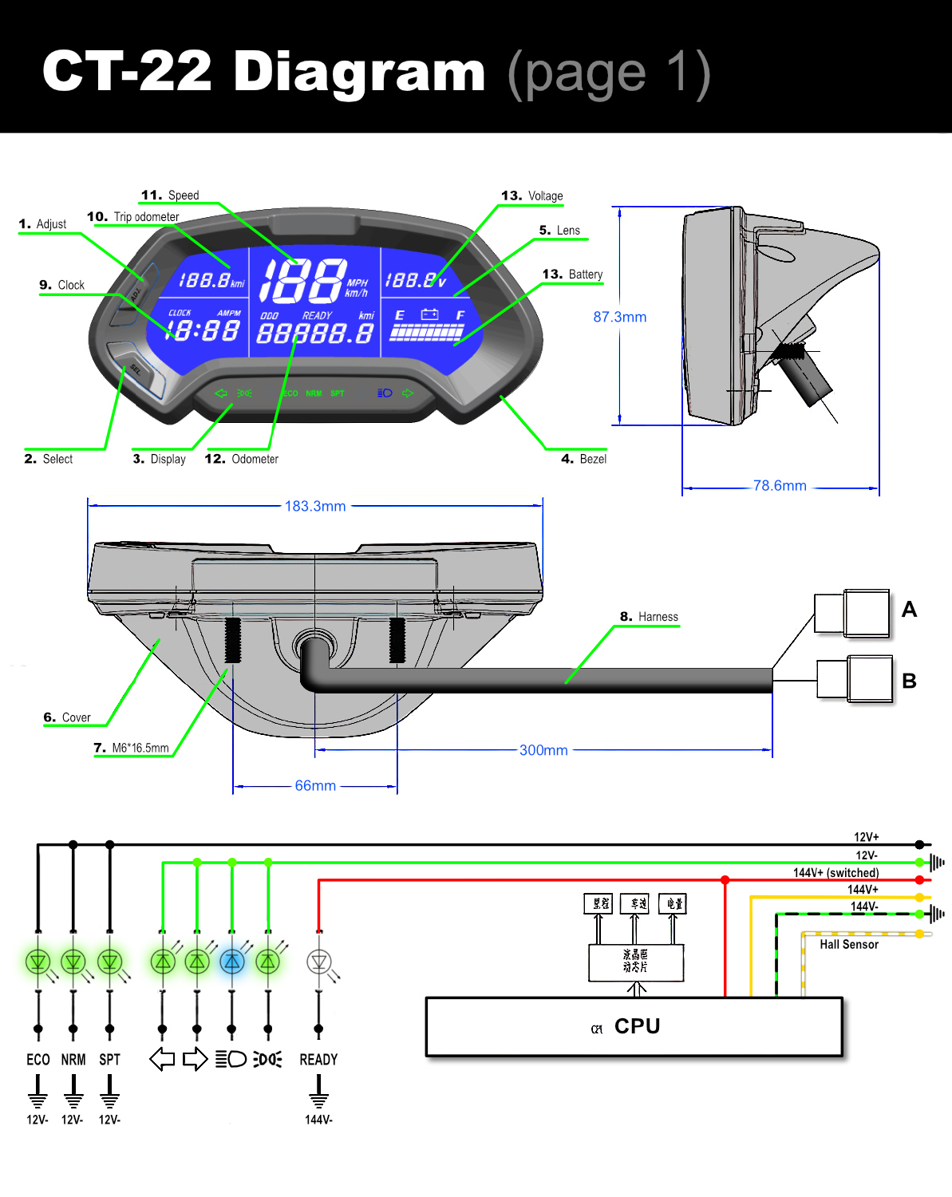# CT-22 Diagram (page 1)

1. Adjust
2. Select
3. Display
4. Bezel
5. Lens
6. Cover
7. M6*16.5mm
8. Harness
9. Clock
10. Trip odometer
11. Speed
12. Odometer
13. Voltage
13. Battery

87.3mm

78.6mm

183.3mm

66mm

300mm

A

B

12V+

12V-

144V+ (switched)

144V+

144V-

Hall Sensor

CPU

ECO NRM SPT

READY

12V- 12V- 12V-

144V-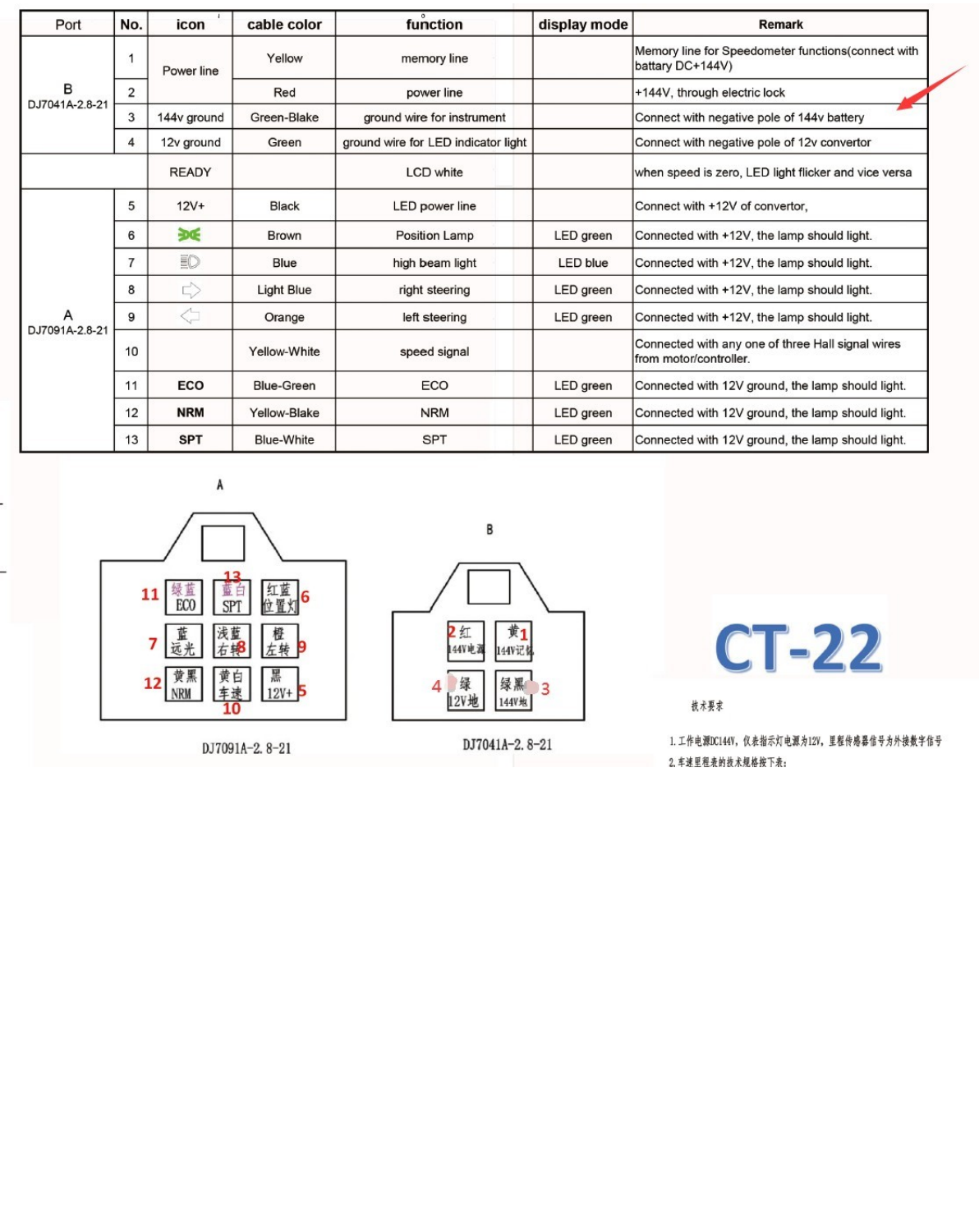| Port | No. | icon | cable color | function | display mode | Remark |
|---|---|---|---|---|---|---|
| B<br>DJ7041A-2.8-21 | 1 | Power line | Yellow | memory line | | Memory line for Speedometer functions(connect with battary DC+144V) |
| | 2 | | Red | power line | | +144V, through electric lock |
| | 3 | 144v ground | Green-Blake | ground wire for instrument | | Connect with negative pole of 144v battery |
| | 4 | 12v ground | Green | ground wire for LED indicator light | | Connect with negative pole of 12v convertor |
| | | READY | | LCD white | | when speed is zero, LED light flicker and vice versa |
| A<br>DJ7091A-2.8-21 | 5 | 12V+ | Black | LED power line | | Connect with +12V of convertor, |
| | 6 | | Brown | Position Lamp | LED green | Connected with +12V, the lamp should light. |
| | 7 | | Blue | high beam light | LED blue | Connected with +12V, the lamp should light. |
| | 8 | | Light Blue | right steering | LED green | Connected with +12V, the lamp should light. |
| | 9 | | Orange | left steering | LED green | Connected with +12V, the lamp should light. |
| | 10 | | Yellow-White | speed signal | | Connected with any one of three Hall signal wires from motor/controller. |
| | 11 | ECO | Blue-Green | ECO | LED green | Connected with 12V ground, the lamp should light. |
| | 12 | NRM | Yellow-Blake | NRM | LED green | Connected with 12V ground, the lamp should light. |
| | 13 | SPT | Blue-White | SPT | LED green | Connected with 12V ground, the lamp should light. |

A

| | | |
|---|---|---|
| 11 绿蓝 ECO | 13 蓝白 SPT | 红蓝 位置灯 6 |
| 7 蓝 远光 | 浅蓝 右转 8 | 橙 左转 9 |
| 12 黄黑 NRM | 黄白 车速 10 | 黑 12V+ 5 |

DJ7091A-2.8-21

B

| | |
|---|---|
| 2 红 144V电源 | 黄 144V记忆 1 |
| 4 绿 12V地 | 绿黑 144V地 3 |

DJ7041A-2.8-21

CT-22

技术要求

1. 工作电源DC144V，仪表指示灯电源为12V，里程传感器信号为外接数字信号
2. 车速里程表的技术规格按下表：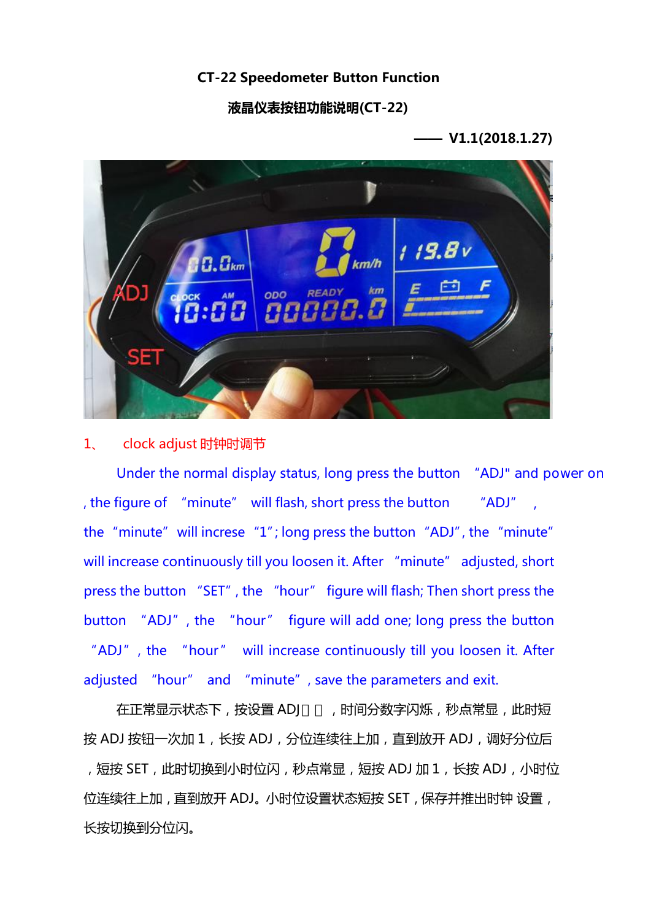**CT-22 Speedometer Button Function**

**液晶仪表按钮功能说明(CT-22)**

**—— V1.1(2018.1.27)**

1、 clock adjust 时钟时调节

Under the normal display status, long press the button "ADJ" and power on , the figure of "minute" will flash, short press the button "ADJ" , the "minute" will increse "1"; long press the button "ADJ", the "minute" will increase continuously till you loosen it. After "minute" adjusted, short press the button "SET", the "hour" figure will flash; Then short press the button "ADJ", the "hour" figure will add one; long press the button "ADJ", the "hour" will increase continuously till you loosen it. After adjusted "hour" and "minute", save the parameters and exit.

在正常显示状态下，按设置 ADJ□ □，时间分数字闪烁，秒点常显，此时短按 ADJ 按钮一次加 1，长按 ADJ，分位连续往上加，直到放开 ADJ，调好分位后，短按 SET，此时切换到小时位闪，秒点常显，短按 ADJ 加 1，长按 ADJ，小时位位连续往上加，直到放开 ADJ。小时位设置状态短按 SET，保存并推出时钟 设置，长按切换到分位闪。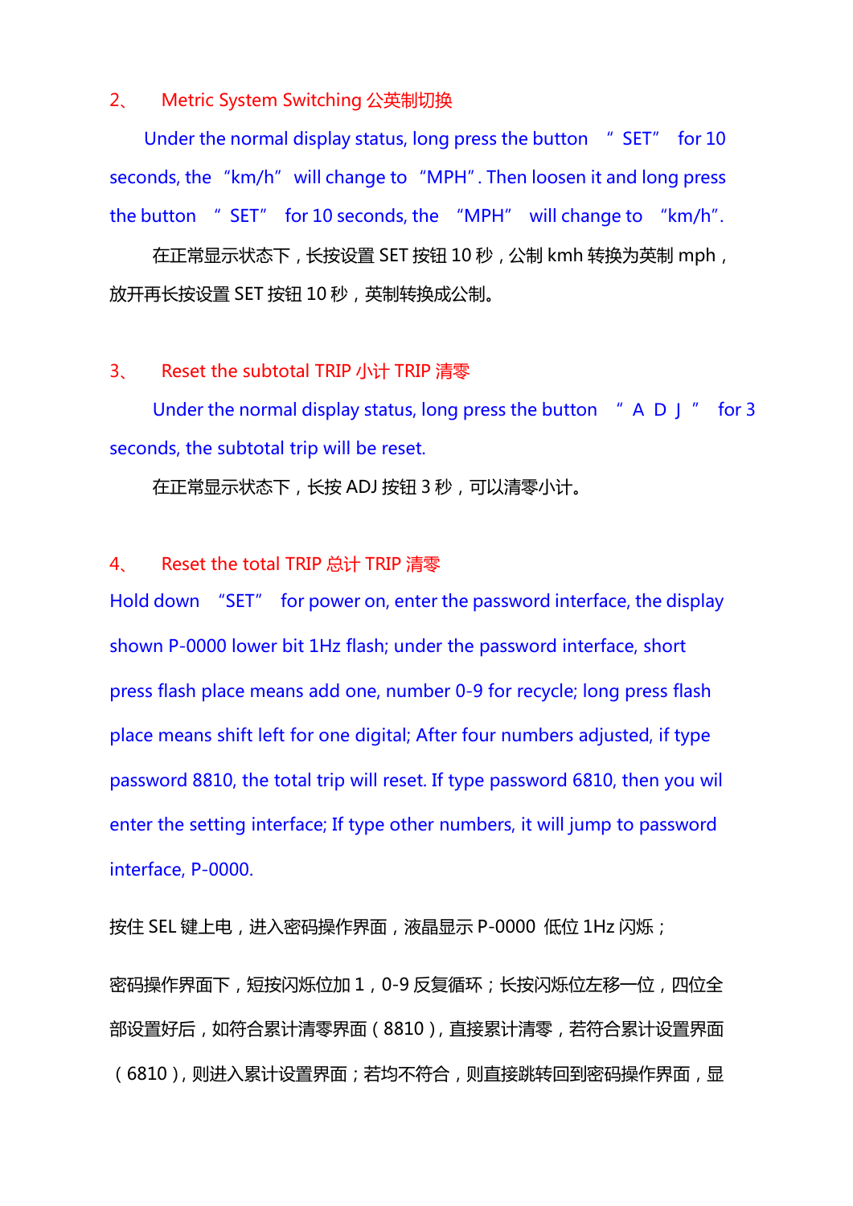## 2、 Metric System Switching 公英制切换

Under the normal display status, long press the button "SET" for 10 seconds, the "km/h" will change to "MPH". Then loosen it and long press the button "SET" for 10 seconds, the "MPH" will change to "km/h".

在正常显示状态下，长按设置 SET 按钮 10 秒，公制 kmh 转换为英制 mph，放开再长按设置 SET 按钮 10 秒，英制转换成公制。

## 3、 Reset the subtotal TRIP 小计 TRIP 清零

Under the normal display status, long press the button "A D J" for 3 seconds, the subtotal trip will be reset.

在正常显示状态下，长按 ADJ 按钮 3 秒，可以清零小计。

## 4、 Reset the total TRIP 总计 TRIP 清零

Hold down "SET" for power on, enter the password interface, the display shown P-0000 lower bit 1Hz flash; under the password interface, short press flash place means add one, number 0-9 for recycle; long press flash place means shift left for one digital; After four numbers adjusted, if type password 8810, the total trip will reset. If type password 6810, then you wil enter the setting interface; If type other numbers, it will jump to password interface, P-0000.

按住 SEL 键上电，进入密码操作界面，液晶显示 P-0000 低位 1Hz 闪烁；

密码操作界面下，短按闪烁位加 1，0-9 反复循环；长按闪烁位左移一位，四位全部设置好后，如符合累计清零界面（8810），直接累计清零，若符合累计设置界面（6810），则进入累计设置界面；若均不符合，则直接跳转回到密码操作界面，显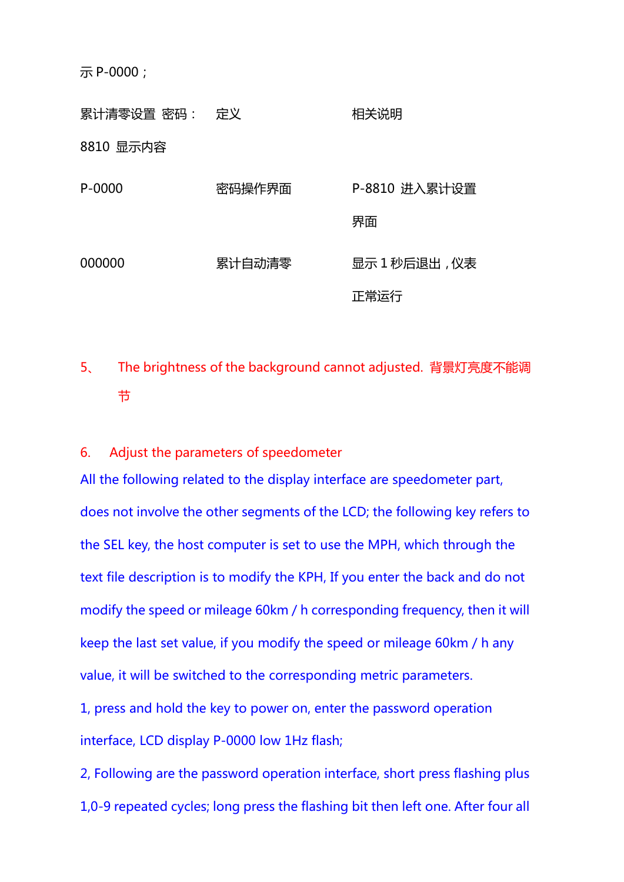示 P-0000；

| 累计清零设置 密码：8810 显示内容 | 定义 | 相关说明 |
|---|---|---|
| P-0000 | 密码操作界面 | P-8810 进入累计设置界面 |
| 000000 | 累计自动清零 | 显示 1 秒后退出，仪表正常运行 |

5、 The brightness of the background cannot adjusted. 背景灯亮度不能调节

6. Adjust the parameters of speedometer

All the following related to the display interface are speedometer part, does not involve the other segments of the LCD; the following key refers to the SEL key, the host computer is set to use the MPH, which through the text file description is to modify the KPH, If you enter the back and do not modify the speed or mileage 60km / h corresponding frequency, then it will keep the last set value, if you modify the speed or mileage 60km / h any value, it will be switched to the corresponding metric parameters.

1, press and hold the key to power on, enter the password operation interface, LCD display P-0000 low 1Hz flash;

2, Following are the password operation interface, short press flashing plus 1,0-9 repeated cycles; long press the flashing bit then left one. After four all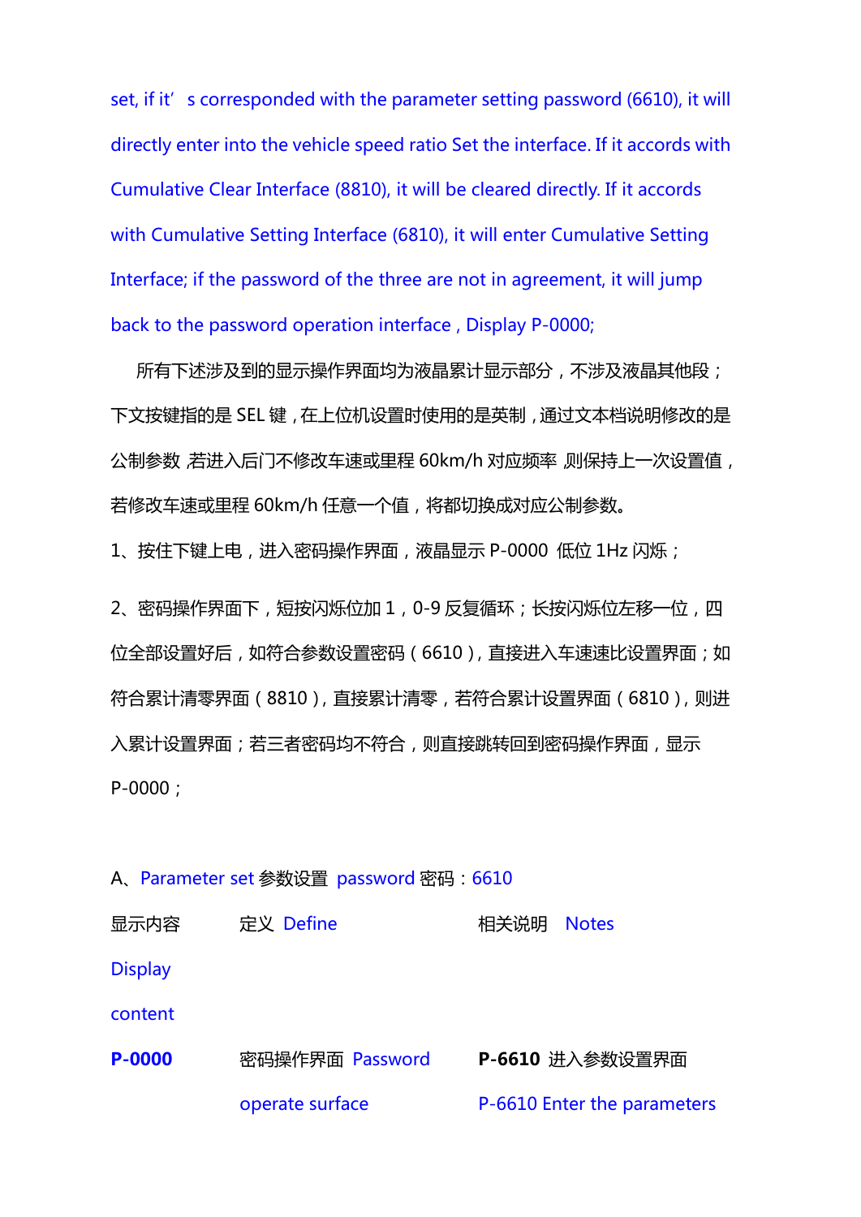set, if it' s corresponded with the parameter setting password (6610), it will directly enter into the vehicle speed ratio Set the interface. If it accords with Cumulative Clear Interface (8810), it will be cleared directly. If it accords with Cumulative Setting Interface (6810), it will enter Cumulative Setting Interface; if the password of the three are not in agreement, it will jump back to the password operation interface , Display P-0000;

所有下述涉及到的显示操作界面均为液晶累计显示部分，不涉及液晶其他段；下文按键指的是 SEL 键，在上位机设置时使用的是英制，通过文本档说明修改的是公制参数，若进入后门不修改车速或里程 60km/h 对应频率，则保持上一次设置值，若修改车速或里程 60km/h 任意一个值，将都切换成对应公制参数。

1、按住下键上电，进入密码操作界面，液晶显示 P-0000 低位 1Hz 闪烁；

2、密码操作界面下，短按闪烁位加 1，0-9 反复循环；长按闪烁位左移一位，四位全部设置好后，如符合参数设置密码（6610），直接进入车速速比设置界面；如符合累计清零界面（8810），直接累计清零，若符合累计设置界面（6810），则进入累计设置界面；若三者密码均不符合，则直接跳转回到密码操作界面，显示 P-0000；

A、Parameter set 参数设置 password 密码：6610

| 显示内容 Display content | 定义 Define | 相关说明 Notes |
|---|---|---|
| **P-0000** | 密码操作界面 Password operate surface | **P-6610** 进入参数设置界面 P-6610 Enter the parameters |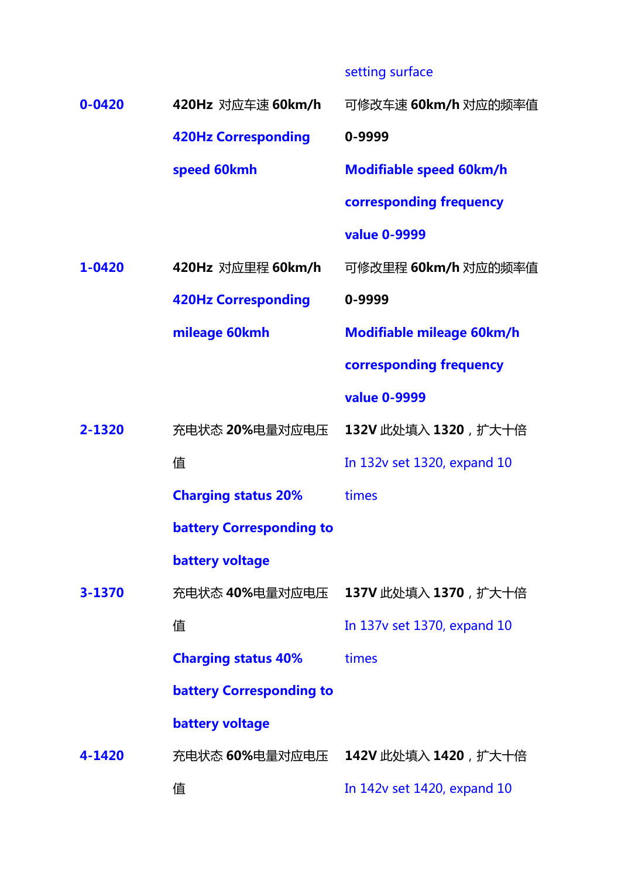|  |  | setting surface |
|---|---|---|
| **0-0420** | **420Hz** 对应车速 **60km/h** **420Hz Corresponding speed 60kmh** | 可修改车速 **60km/h** 对应的频率值 **0-9999** **Modifiable speed 60km/h corresponding frequency value 0-9999** |
| **1-0420** | **420Hz** 对应里程 **60km/h** **420Hz Corresponding mileage 60kmh** | 可修改里程 **60km/h** 对应的频率值 **0-9999** **Modifiable mileage 60km/h corresponding frequency value 0-9999** |
| **2-1320** | 充电状态 **20%**电量对应电压值 **Charging status 20% battery Corresponding to battery voltage** | **132V** 此处填入 **1320**，扩大十倍 In 132v set 1320, expand 10 times |
| **3-1370** | 充电状态 **40%**电量对应电压值 **Charging status 40% battery Corresponding to battery voltage** | **137V** 此处填入 **1370**，扩大十倍 In 137v set 1370, expand 10 times |
| **4-1420** | 充电状态 **60%**电量对应电压值 | **142V** 此处填入 **1420**，扩大十倍 In 142v set 1420, expand 10 |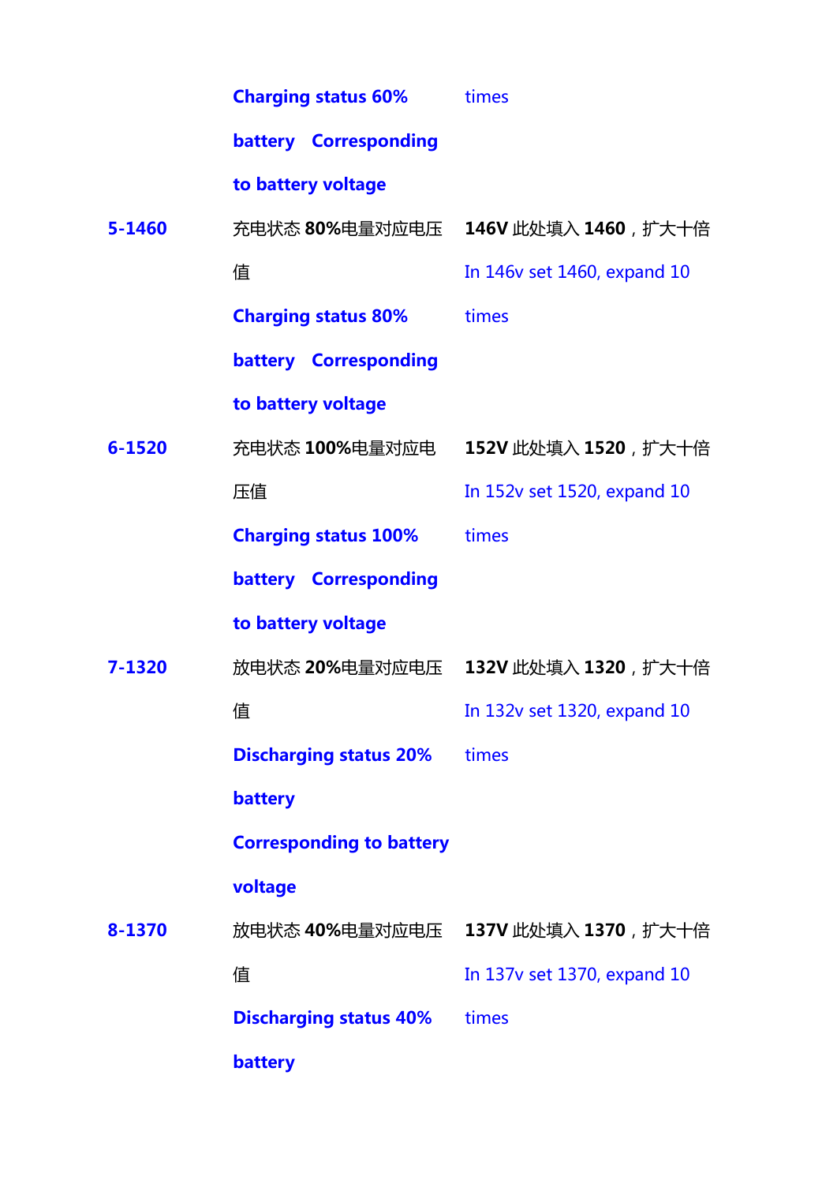| | | |
|---|---|---|
| | **Charging status 60% battery Corresponding to battery voltage** | times |
| **5-1460** | 充电状态 **80%**电量对应电压值 **Charging status 80% battery Corresponding to battery voltage** | **146V** 此处填入 **1460**，扩大十倍 In 146v set 1460, expand 10 times |
| **6-1520** | 充电状态 **100%**电量对应电压值 **Charging status 100% battery Corresponding to battery voltage** | **152V** 此处填入 **1520**，扩大十倍 In 152v set 1520, expand 10 times |
| **7-1320** | 放电状态 **20%**电量对应电压值 **Discharging status 20% battery Corresponding to battery voltage** | **132V** 此处填入 **1320**，扩大十倍 In 132v set 1320, expand 10 times |
| **8-1370** | 放电状态 **40%**电量对应电压值 **Discharging status 40% battery** | **137V** 此处填入 **1370**，扩大十倍 In 137v set 1370, expand 10 times |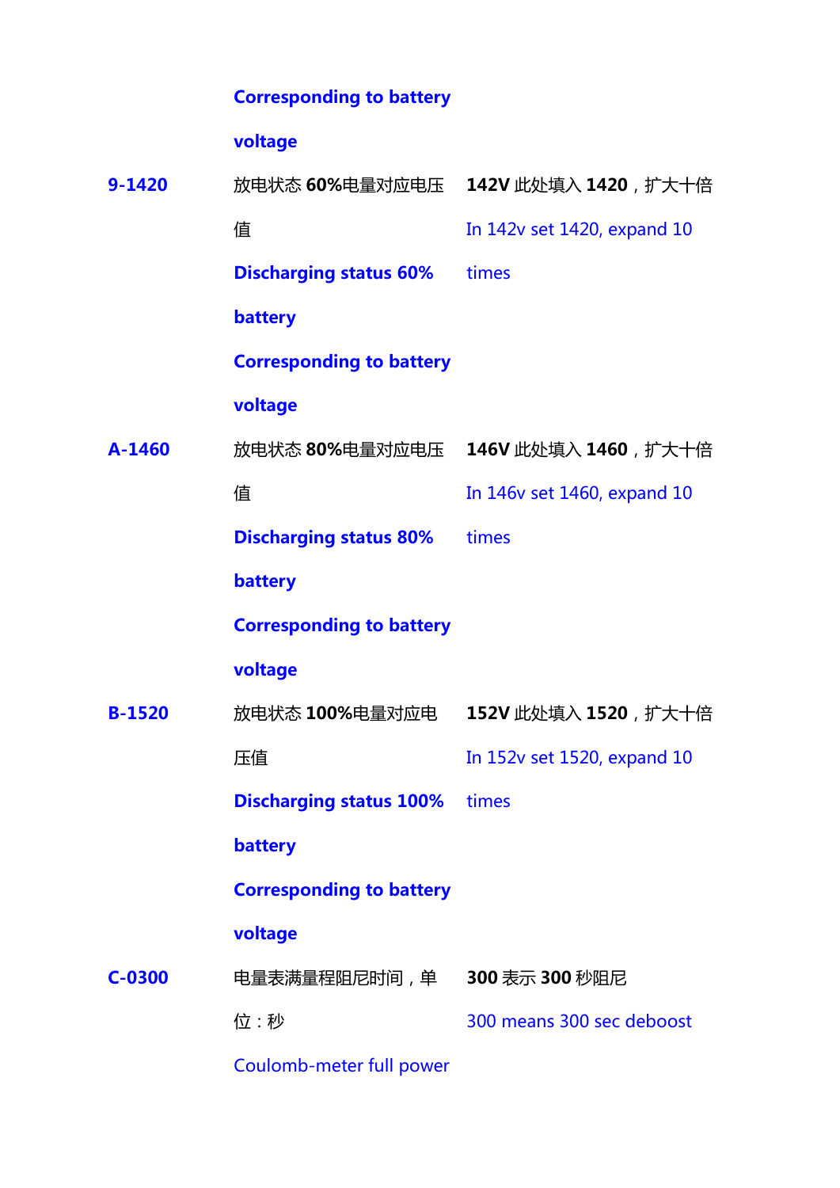| | Corresponding to battery voltage | |
|---|---|---|
| **9-1420** | 放电状态 **60%**电量对应电压值 **Discharging status 60% battery Corresponding to battery voltage** | **142V** 此处填入 **1420**，扩大十倍 In 142v set 1420, expand 10 times |
| **A-1460** | 放电状态 **80%**电量对应电压值 **Discharging status 80% battery Corresponding to battery voltage** | **146V** 此处填入 **1460**，扩大十倍 In 146v set 1460, expand 10 times |
| **B-1520** | 放电状态 **100%**电量对应电压值 **Discharging status 100% battery Corresponding to battery voltage** | **152V** 此处填入 **1520**，扩大十倍 In 152v set 1520, expand 10 times |
| **C-0300** | 电量表满量程阻尼时间，单位：秒 Coulomb-meter full power | **300** 表示 **300** 秒阻尼 300 means 300 sec deboost |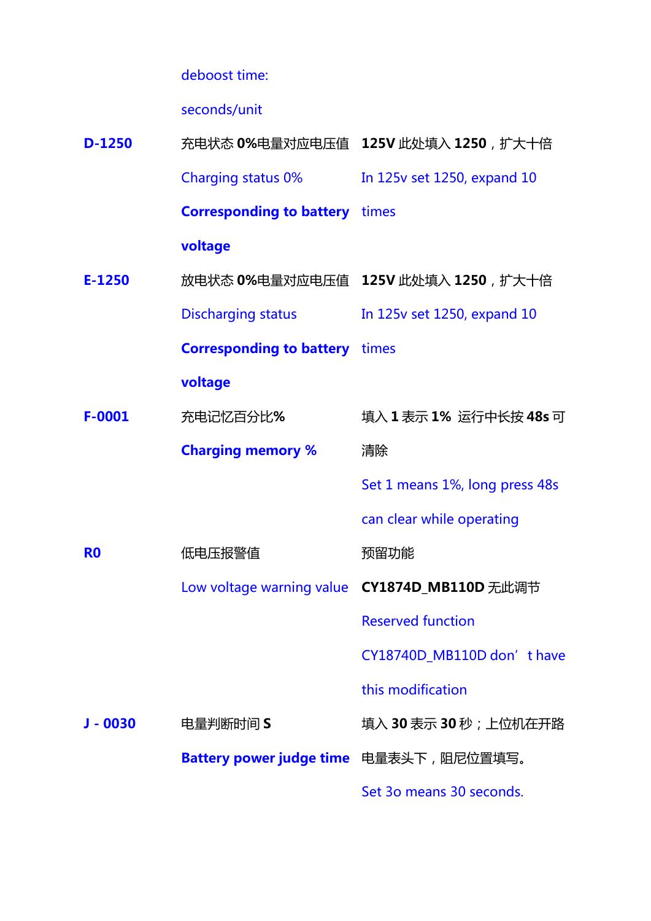|  | deboost time: seconds/unit |  |
|---|---|---|
| **D-1250** | 充电状态 **0%**电量对应电压值<br>Charging status 0% **Corresponding to battery voltage** | **125V** 此处填入 **1250**，扩大十倍<br>In 125v set 1250, expand 10 times |
| **E-1250** | 放电状态 **0%**电量对应电压值<br>Discharging status **Corresponding to battery voltage** | **125V** 此处填入 **1250**，扩大十倍<br>In 125v set 1250, expand 10 times |
| **F-0001** | 充电记忆百分比**%**<br>**Charging memory %** | 填入 **1** 表示 **1%** 运行中长按 **48s** 可清除<br>Set 1 means 1%, long press 48s can clear while operating |
| **R0** | 低电压报警值<br>Low voltage warning value | 预留功能<br>**CY1874D_MB110D** 无此调节<br>Reserved function<br>CY18740D_MB110D don't have this modification |
| **J - 0030** | 电量判断时间 **S**<br>**Battery power judge time** | 填入 **30** 表示 **30** 秒；上位机在开路电量表头下，阻尼位置填写。<br>Set 3o means 30 seconds. |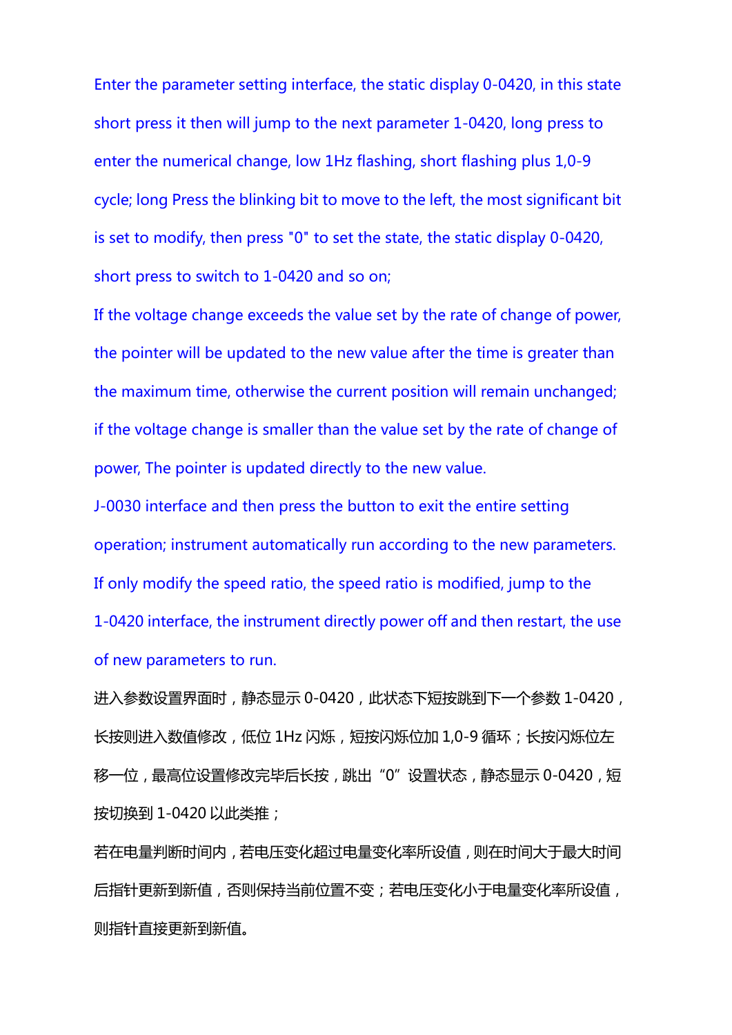Enter the parameter setting interface, the static display 0-0420, in this state short press it then will jump to the next parameter 1-0420, long press to enter the numerical change, low 1Hz flashing, short flashing plus 1,0-9 cycle; long Press the blinking bit to move to the left, the most significant bit is set to modify, then press "0" to set the state, the static display 0-0420, short press to switch to 1-0420 and so on;

If the voltage change exceeds the value set by the rate of change of power, the pointer will be updated to the new value after the time is greater than the maximum time, otherwise the current position will remain unchanged; if the voltage change is smaller than the value set by the rate of change of power, The pointer is updated directly to the new value.

J-0030 interface and then press the button to exit the entire setting operation; instrument automatically run according to the new parameters.

If only modify the speed ratio, the speed ratio is modified, jump to the 1-0420 interface, the instrument directly power off and then restart, the use of new parameters to run.

进入参数设置界面时，静态显示 0-0420，此状态下短按跳到下一个参数 1-0420，长按则进入数值修改，低位 1Hz 闪烁，短按闪烁位加 1,0-9 循环；长按闪烁位左移一位，最高位设置修改完毕后长按，跳出“0”设置状态，静态显示 0-0420，短按切换到 1-0420 以此类推；

若在电量判断时间内，若电压变化超过电量变化率所设值，则在时间大于最大时间后指针更新到新值，否则保持当前位置不变；若电压变化小于电量变化率所设值，则指针直接更新到新值。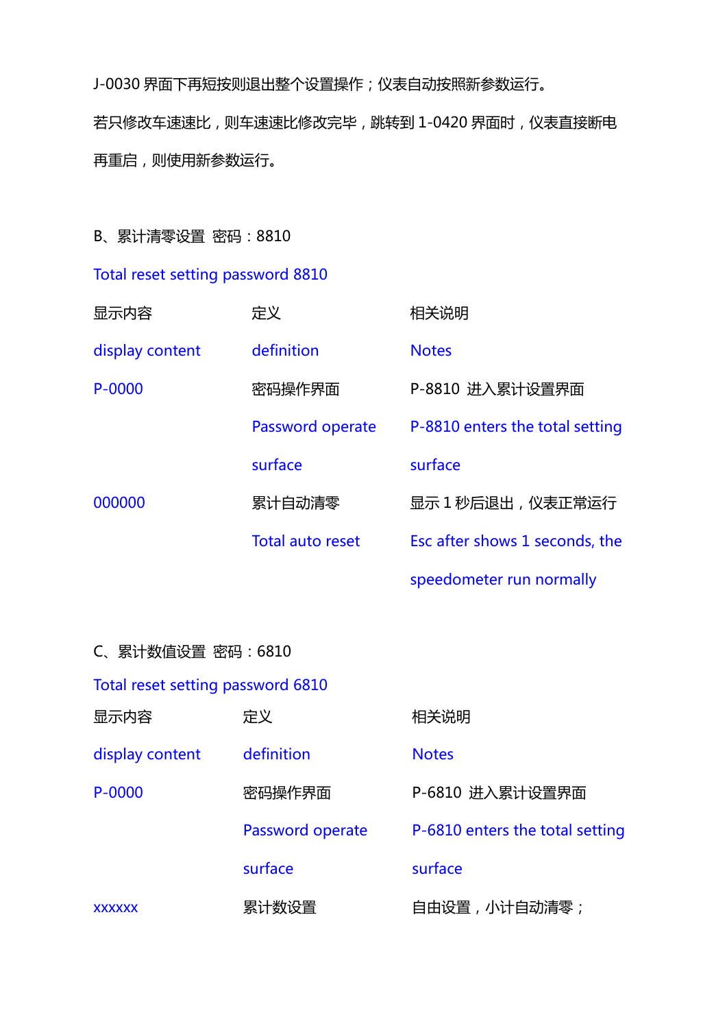J-0030 界面下再短按则退出整个设置操作；仪表自动按照新参数运行。

若只修改车速速比，则车速速比修改完毕，跳转到 1-0420 界面时，仪表直接断电再重启，则使用新参数运行。

B、累计清零设置 密码：8810

Total reset setting password 8810

| 显示内容<br>display content | 定义<br>definition | 相关说明<br>Notes |
|---|---|---|
| P-0000 | 密码操作界面<br>Password operate surface | P-8810 进入累计设置界面<br>P-8810 enters the total setting surface |
| 000000 | 累计自动清零<br>Total auto reset | 显示 1 秒后退出，仪表正常运行<br>Esc after shows 1 seconds, the speedometer run normally |

C、累计数值设置 密码：6810

Total reset setting password 6810

| 显示内容<br>display content | 定义<br>definition | 相关说明<br>Notes |
|---|---|---|
| P-0000 | 密码操作界面<br>Password operate surface | P-6810 进入累计设置界面<br>P-6810 enters the total setting surface |
| xxxxxx | 累计数设置 | 自由设置，小计自动清零； |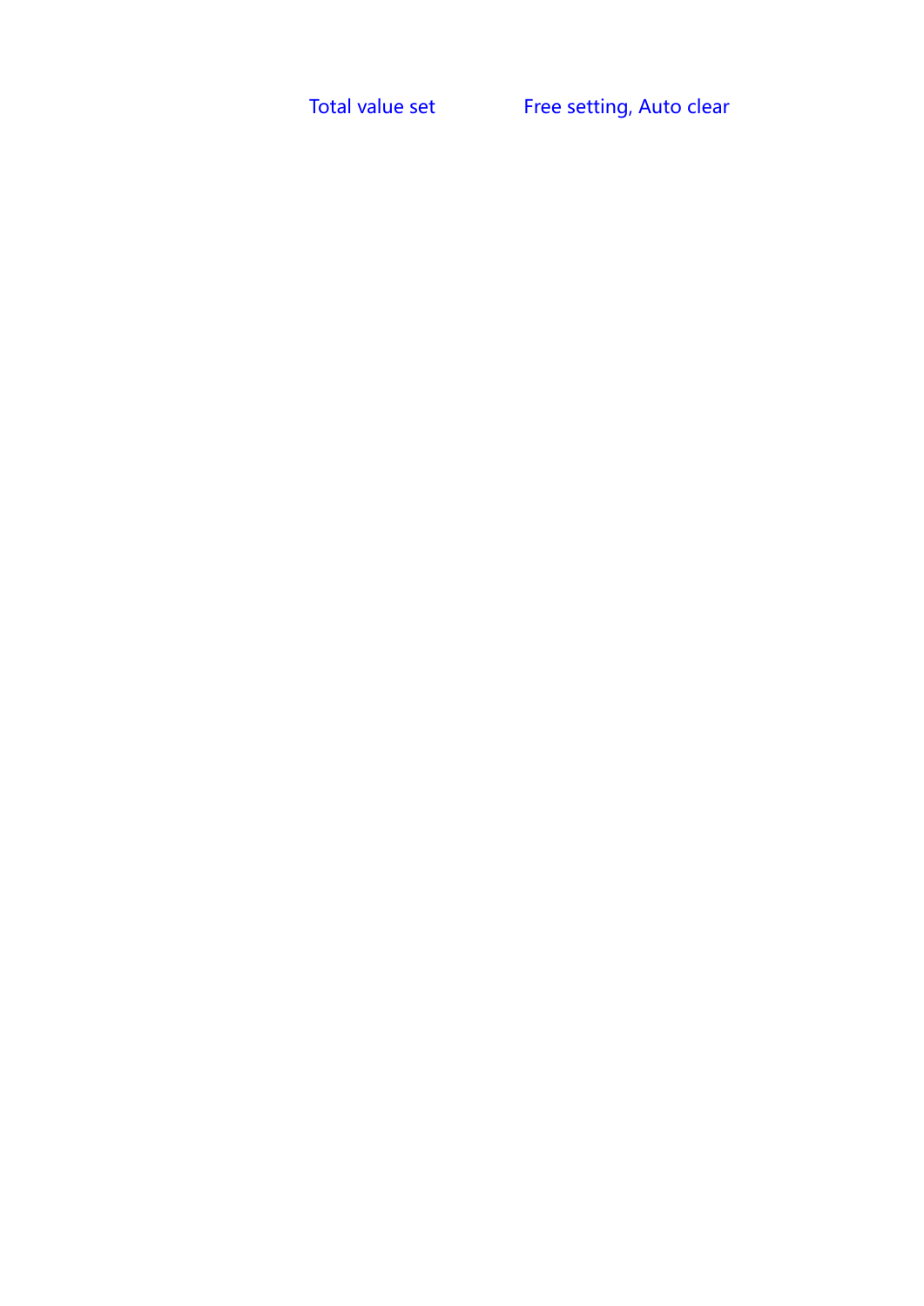| | |
|---|---|
| Total value set | Free setting, Auto clear |